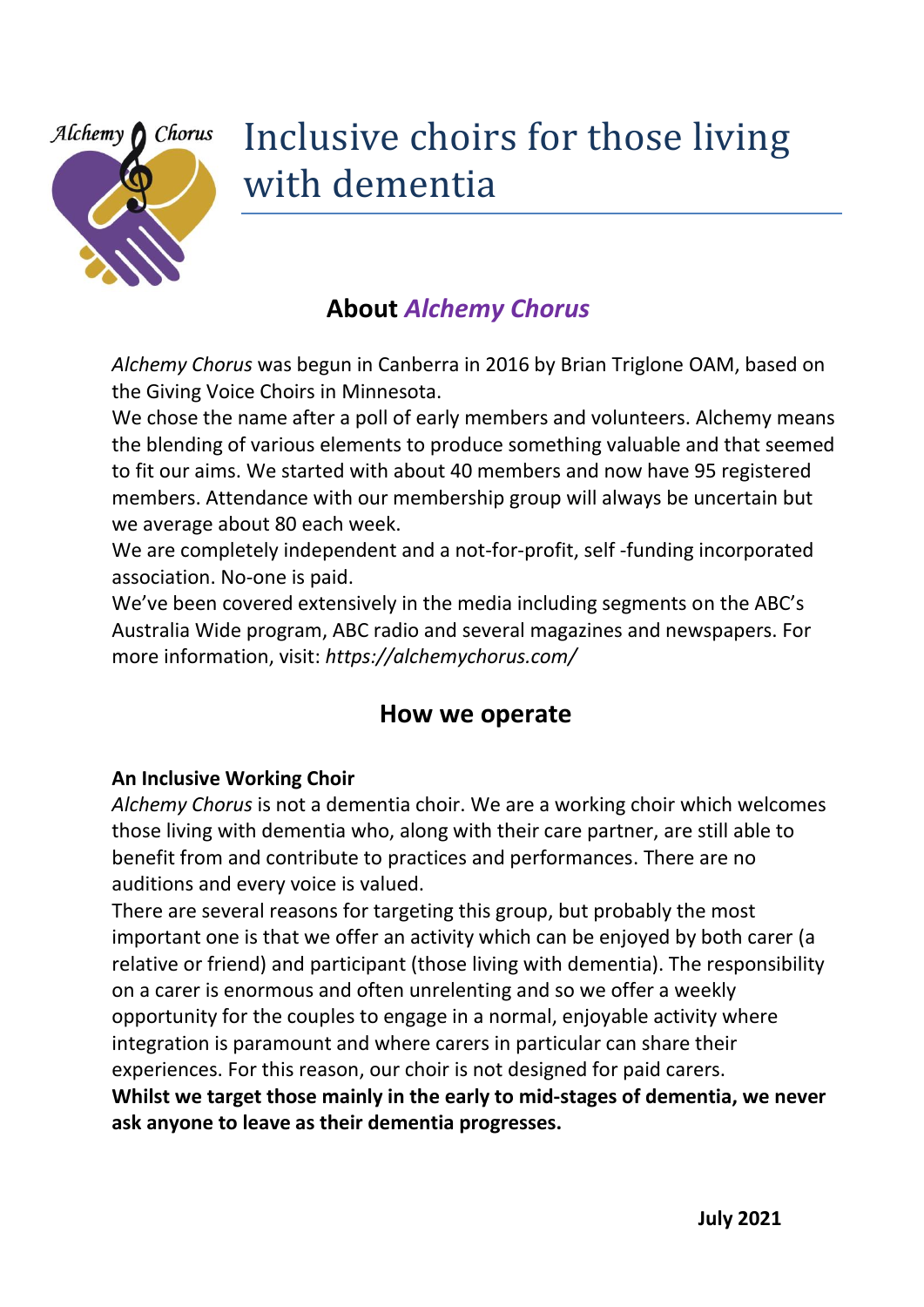# Inclusive choirs for those living with dementia

## About *Alchemy Chorus*

*Alchemy Chorus* was begun in Canberra in 2016 by Brian Triglone OAM, based on the Giving Voice Choirs in Minnesota.

We chose the name after a poll of early members and volunteers. Alchemy means the blending of various elements to produce something valuable and that seemed to fit our aims. We started with about 40 members and now have 95 registered members. Attendance with our membership group will always be uncertain but we average about 80 each week.

We are completely independent and a not-for-profit, self -funding incorporated association. No-one is paid.

We've been covered extensively in the media including segments on the ABC's Australia Wide program, ABC radio and several magazines and newspapers. For more information, visit: *https://alchemychorus.com/*

## How we operate

**An Inclusive Working Choir**

*Alchemy Chorus* is not a dementia choir. We are a working choir which welcomes those living with dementia who, along with their care partner, are still able to benefit from and contribute to practices and performances. There are no auditions and every voice is valued.

There are several reasons for targeting this group, but probably the most important one is that we offer an activity which can be enjoyed by both carer (a relative or friend) and participant (those living with dementia). The responsibility on a carer is enormous and often unrelenting and so we offer a weekly opportunity for the couples to engage in a normal, enjoyable activity where integration is paramount and where carers in particular can share their experiences. For this reason, our choir is not designed for paid carers.

**Whilst we target those mainly in the early to mid-stages of dementia, we never ask anyone to leave as their dementia progresses.**

**July 2021**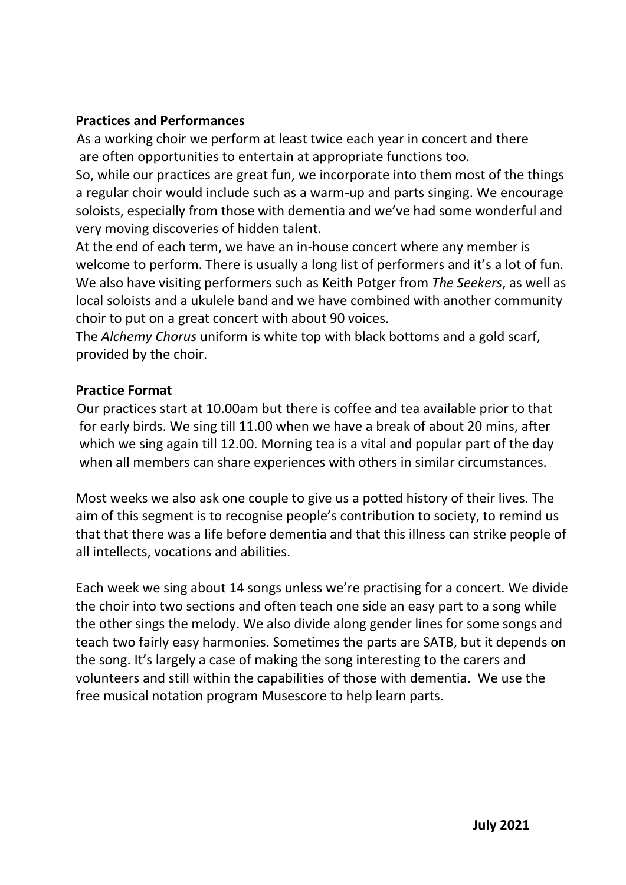**Practices and Performances**

As a working choir we perform at least twice each year in concert and there are often opportunities to entertain at appropriate functions too.

So, while our practices are great fun, we incorporate into them most of the things a regular choir would include such as a warm-up and parts singing. We encourage soloists, especially from those with dementia and we've had some wonderful and very moving discoveries of hidden talent.

At the end of each term, we have an in-house concert where any member is welcome to perform. There is usually a long list of performers and it's a lot of fun. We also have visiting performers such as Keith Potger from *The Seekers*, as well as local soloists and a ukulele band and we have combined with another community choir to put on a great concert with about 90 voices.

The *Alchemy Chorus* uniform is white top with black bottoms and a gold scarf, provided by the choir.

**Practice Format**

Our practices start at 10.00am but there is coffee and tea available prior to that for early birds. We sing till 11.00 when we have a break of about 20 mins, after which we sing again till 12.00. Morning tea is a vital and popular part of the day when all members can share experiences with others in similar circumstances.

Most weeks we also ask one couple to give us a potted history of their lives. The aim of this segment is to recognise people's contribution to society, to remind us that that there was a life before dementia and that this illness can strike people of all intellects, vocations and abilities.

Each week we sing about 14 songs unless we're practising for a concert. We divide the choir into two sections and often teach one side an easy part to a song while the other sings the melody. We also divide along gender lines for some songs and teach two fairly easy harmonies. Sometimes the parts are SATB, but it depends on the song. It's largely a case of making the song interesting to the carers and volunteers and still within the capabilities of those with dementia. We use the free musical notation program Musescore to help learn parts.

**July 2021**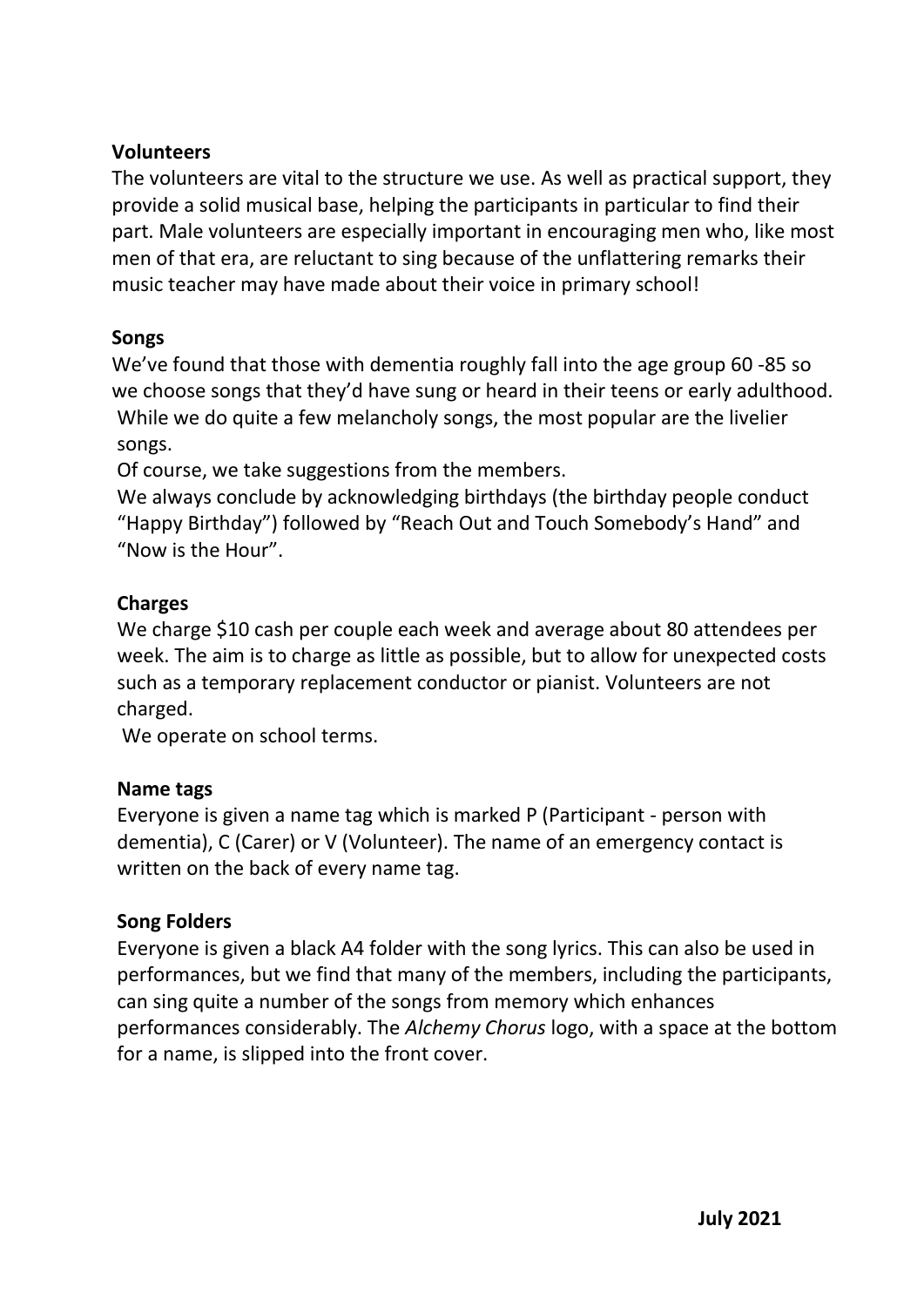**Volunteers**

The volunteers are vital to the structure we use. As well as practical support, they provide a solid musical base, helping the participants in particular to find their part. Male volunteers are especially important in encouraging men who, like most men of that era, are reluctant to sing because of the unflattering remarks their music teacher may have made about their voice in primary school!

**Songs**

We've found that those with dementia roughly fall into the age group 60 -85 so we choose songs that they'd have sung or heard in their teens or early adulthood.

While we do quite a few melancholy songs, the most popular are the livelier songs.

Of course, we take suggestions from the members.

We always conclude by acknowledging birthdays (the birthday people conduct "Happy Birthday") followed by "Reach Out and Touch Somebody's Hand" and "Now is the Hour".

**Charges**

We charge $10 cash per couple each week and average about 80 attendees per week. The aim is to charge as little as possible, but to allow for unexpected costs such as a temporary replacement conductor or pianist. Volunteers are not charged.

We operate on school terms.

**Name tags**

Everyone is given a name tag which is marked P (Participant - person with dementia), C (Carer) or V (Volunteer). The name of an emergency contact is written on the back of every name tag.

**Song Folders**

Everyone is given a black A4 folder with the song lyrics. This can also be used in performances, but we find that many of the members, including the participants, can sing quite a number of the songs from memory which enhances performances considerably. The *Alchemy Chorus* logo, with a space at the bottom for a name, is slipped into the front cover.

**July 2021**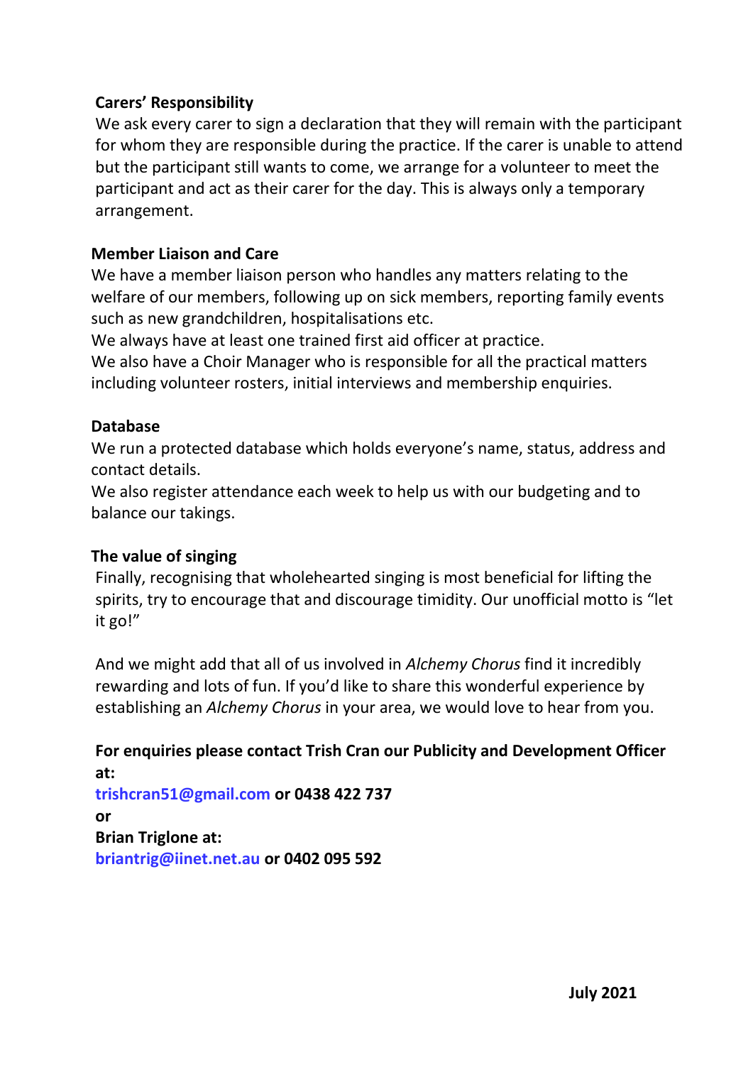**Carers' Responsibility**

We ask every carer to sign a declaration that they will remain with the participant for whom they are responsible during the practice. If the carer is unable to attend but the participant still wants to come, we arrange for a volunteer to meet the participant and act as their carer for the day. This is always only a temporary arrangement.

**Member Liaison and Care**

We have a member liaison person who handles any matters relating to the welfare of our members, following up on sick members, reporting family events such as new grandchildren, hospitalisations etc.

We always have at least one trained first aid officer at practice.

We also have a Choir Manager who is responsible for all the practical matters including volunteer rosters, initial interviews and membership enquiries.

**Database**

We run a protected database which holds everyone's name, status, address and contact details.

We also register attendance each week to help us with our budgeting and to balance our takings.

**The value of singing**

Finally, recognising that wholehearted singing is most beneficial for lifting the spirits, try to encourage that and discourage timidity. Our unofficial motto is "let it go!"

And we might add that all of us involved in *Alchemy Chorus* find it incredibly rewarding and lots of fun. If you'd like to share this wonderful experience by establishing an *Alchemy Chorus* in your area, we would love to hear from you.

**For enquiries please contact Trish Cran our Publicity and Development Officer at:**
**trishcran51@gmail.com or 0438 422 737**
**or**
**Brian Triglone at:**
**briantrig@iinet.net.au or 0402 095 592**

**July 2021**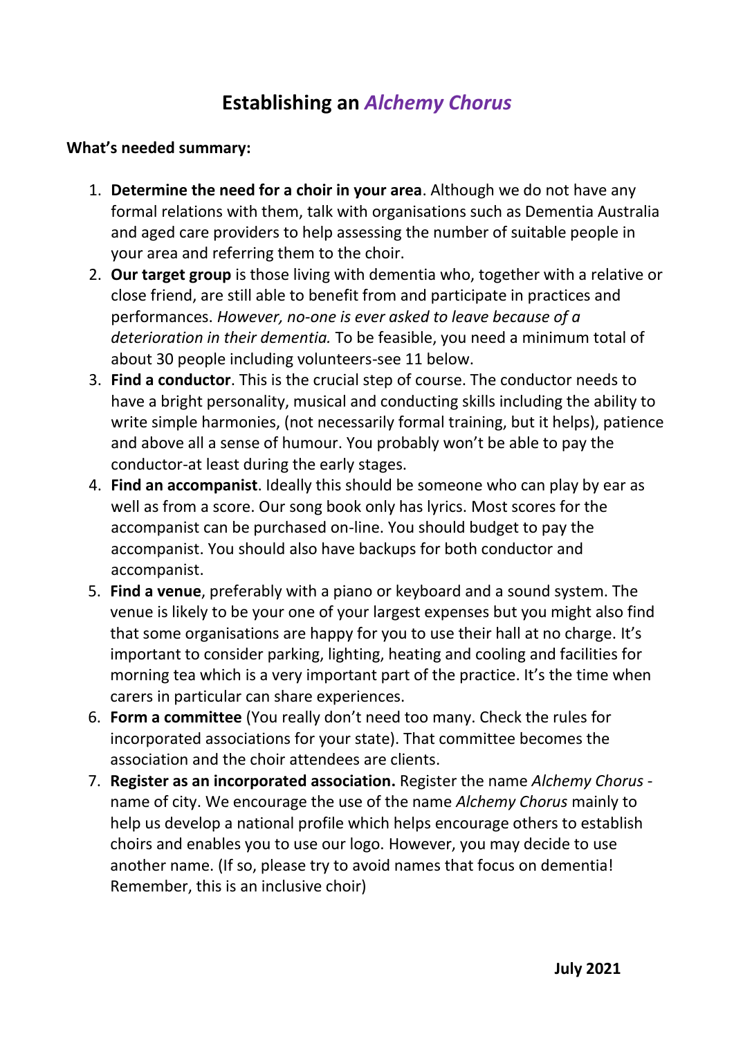# Establishing an *Alchemy Chorus*

**What's needed summary:**

1. **Determine the need for a choir in your area**. Although we do not have any formal relations with them, talk with organisations such as Dementia Australia and aged care providers to help assessing the number of suitable people in your area and referring them to the choir.
2. **Our target group** is those living with dementia who, together with a relative or close friend, are still able to benefit from and participate in practices and performances. *However, no-one is ever asked to leave because of a deterioration in their dementia.* To be feasible, you need a minimum total of about 30 people including volunteers-see 11 below.
3. **Find a conductor**. This is the crucial step of course. The conductor needs to have a bright personality, musical and conducting skills including the ability to write simple harmonies, (not necessarily formal training, but it helps), patience and above all a sense of humour. You probably won't be able to pay the conductor-at least during the early stages.
4. **Find an accompanist**. Ideally this should be someone who can play by ear as well as from a score. Our song book only has lyrics. Most scores for the accompanist can be purchased on-line. You should budget to pay the accompanist. You should also have backups for both conductor and accompanist.
5. **Find a venue**, preferably with a piano or keyboard and a sound system. The venue is likely to be your one of your largest expenses but you might also find that some organisations are happy for you to use their hall at no charge. It's important to consider parking, lighting, heating and cooling and facilities for morning tea which is a very important part of the practice. It's the time when carers in particular can share experiences.
6. **Form a committee** (You really don't need too many. Check the rules for incorporated associations for your state). That committee becomes the association and the choir attendees are clients.
7. **Register as an incorporated association.** Register the name *Alchemy Chorus* - name of city. We encourage the use of the name *Alchemy Chorus* mainly to help us develop a national profile which helps encourage others to establish choirs and enables you to use our logo. However, you may decide to use another name. (If so, please try to avoid names that focus on dementia! Remember, this is an inclusive choir)

**July 2021**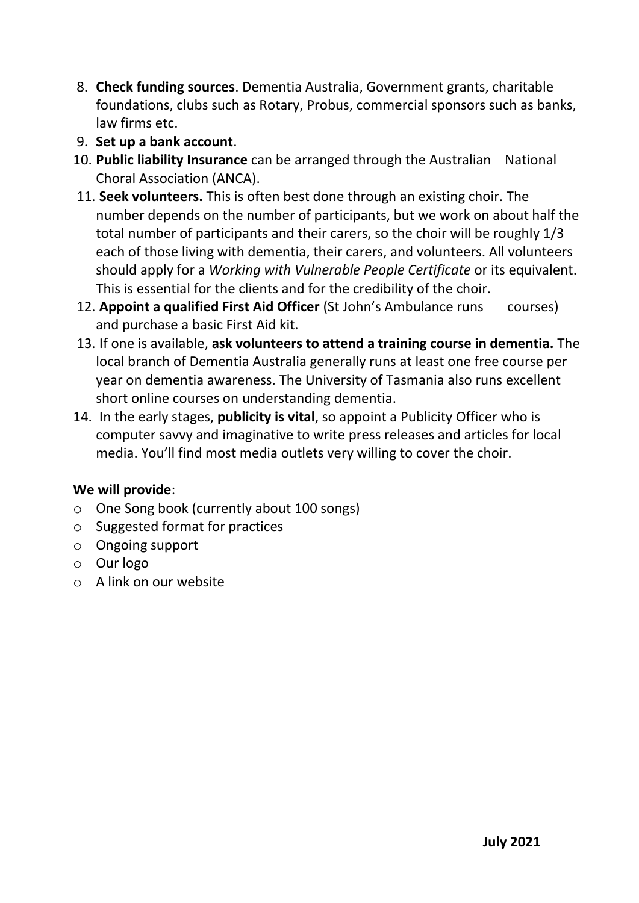8. **Check funding sources**. Dementia Australia, Government grants, charitable foundations, clubs such as Rotary, Probus, commercial sponsors such as banks, law firms etc.
9. **Set up a bank account**.
10. **Public liability Insurance** can be arranged through the Australian National Choral Association (ANCA).
11. **Seek volunteers.** This is often best done through an existing choir. The number depends on the number of participants, but we work on about half the total number of participants and their carers, so the choir will be roughly 1/3 each of those living with dementia, their carers, and volunteers. All volunteers should apply for a *Working with Vulnerable People Certificate* or its equivalent. This is essential for the clients and for the credibility of the choir.
12. **Appoint a qualified First Aid Officer** (St John's Ambulance runs courses) and purchase a basic First Aid kit.
13. If one is available, **ask volunteers to attend a training course in dementia.** The local branch of Dementia Australia generally runs at least one free course per year on dementia awareness. The University of Tasmania also runs excellent short online courses on understanding dementia.
14. In the early stages, **publicity is vital**, so appoint a Publicity Officer who is computer savvy and imaginative to write press releases and articles for local media. You'll find most media outlets very willing to cover the choir.

**We will provide**:

- One Song book (currently about 100 songs)
- Suggested format for practices
- Ongoing support
- Our logo
- A link on our website

**July 2021**